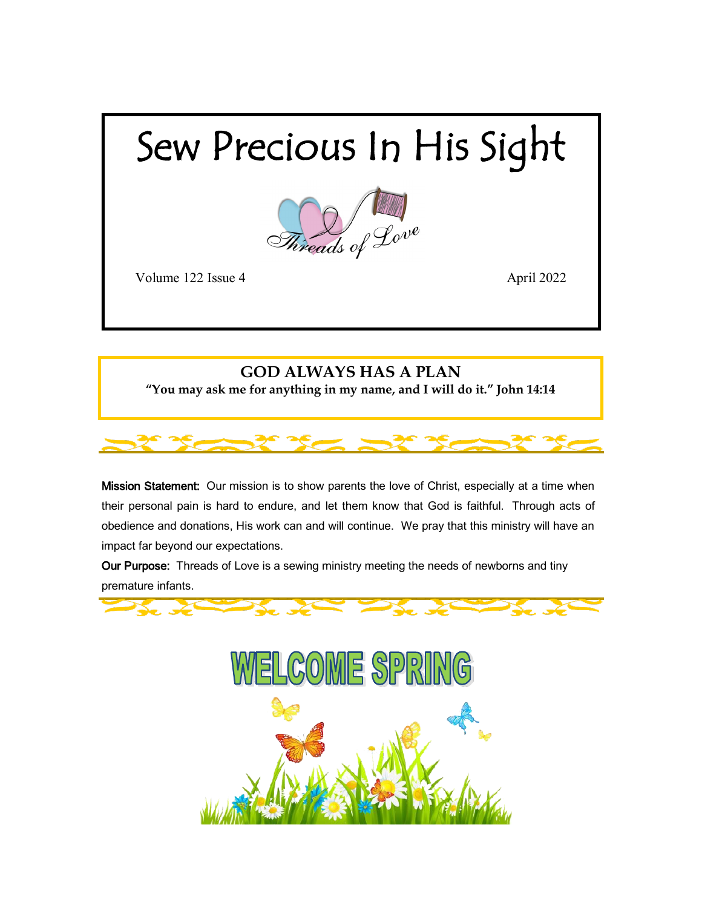# Sew Precious In His Sight

Threads of Love

Volume 122 Issue 4 April 2022

## GOD ALWAYS HAS A PLAN

**"You may ask me for anything in my name, and I will do it." John 14:14**

**Mission Statement:** Our mission is to show parents the love of Christ, especially at a time when their personal pain is hard to endure, and let them know that God is faithful. Through acts of obedience and donations, His work can and will continue. We pray that this ministry will have an impact far beyond our expectations.

**Our Purpose:** Threads of Love is a sewing ministry meeting the needs of newborns and tiny premature infants.

## WELCOME SPRING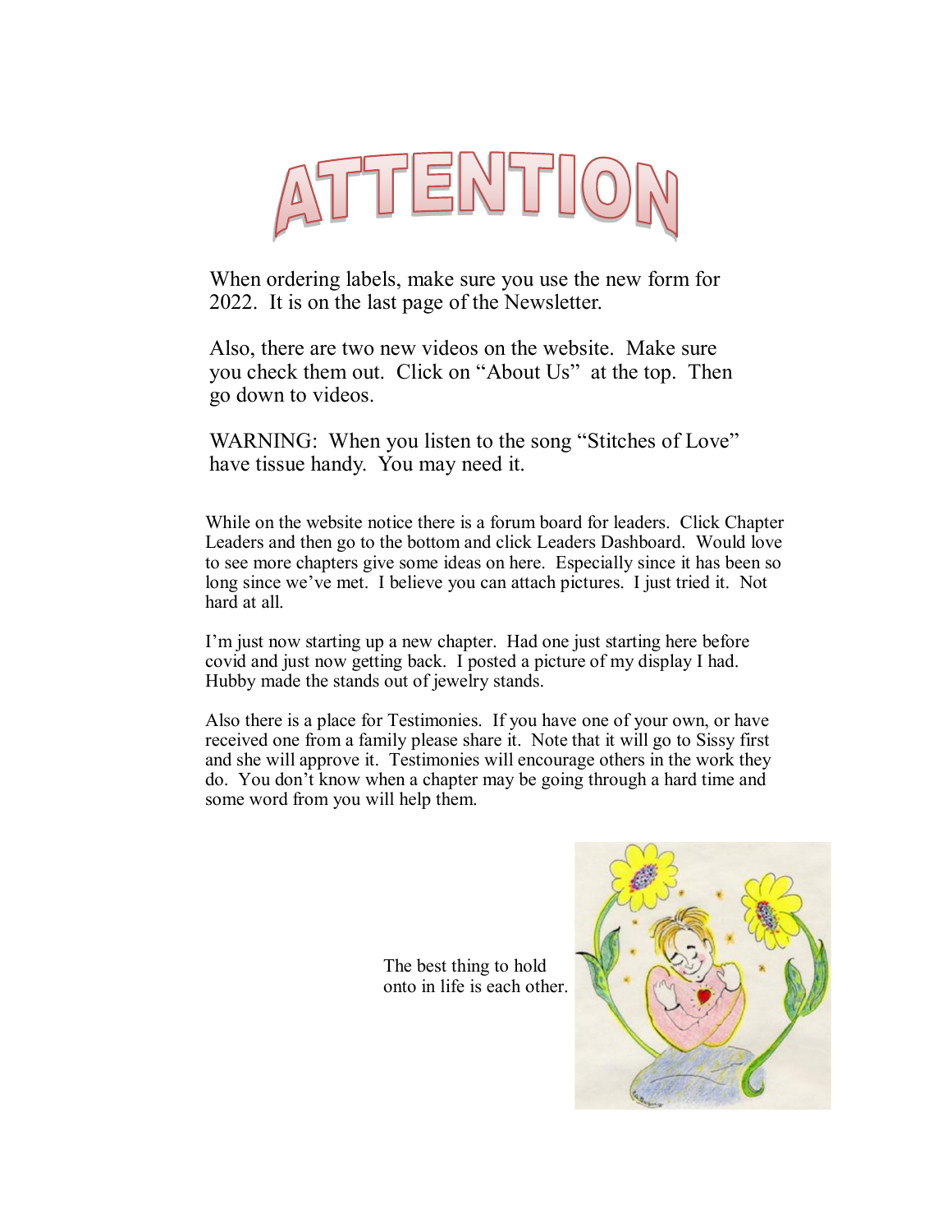# ATTENTION

When ordering labels, make sure you use the new form for 2022. It is on the last page of the Newsletter.

Also, there are two new videos on the website. Make sure you check them out. Click on "About Us" at the top. Then go down to videos.

WARNING: When you listen to the song "Stitches of Love" have tissue handy. You may need it.

While on the website notice there is a forum board for leaders. Click Chapter Leaders and then go to the bottom and click Leaders Dashboard. Would love to see more chapters give some ideas on here. Especially since it has been so long since we've met. I believe you can attach pictures. I just tried it. Not hard at all.

I'm just now starting up a new chapter. Had one just starting here before covid and just now getting back. I posted a picture of my display I had. Hubby made the stands out of jewelry stands.

Also there is a place for Testimonies. If you have one of your own, or have received one from a family please share it. Note that it will go to Sissy first and she will approve it. Testimonies will encourage others in the work they do. You don't know when a chapter may be going through a hard time and some word from you will help them.

The best thing to hold onto in life is each other.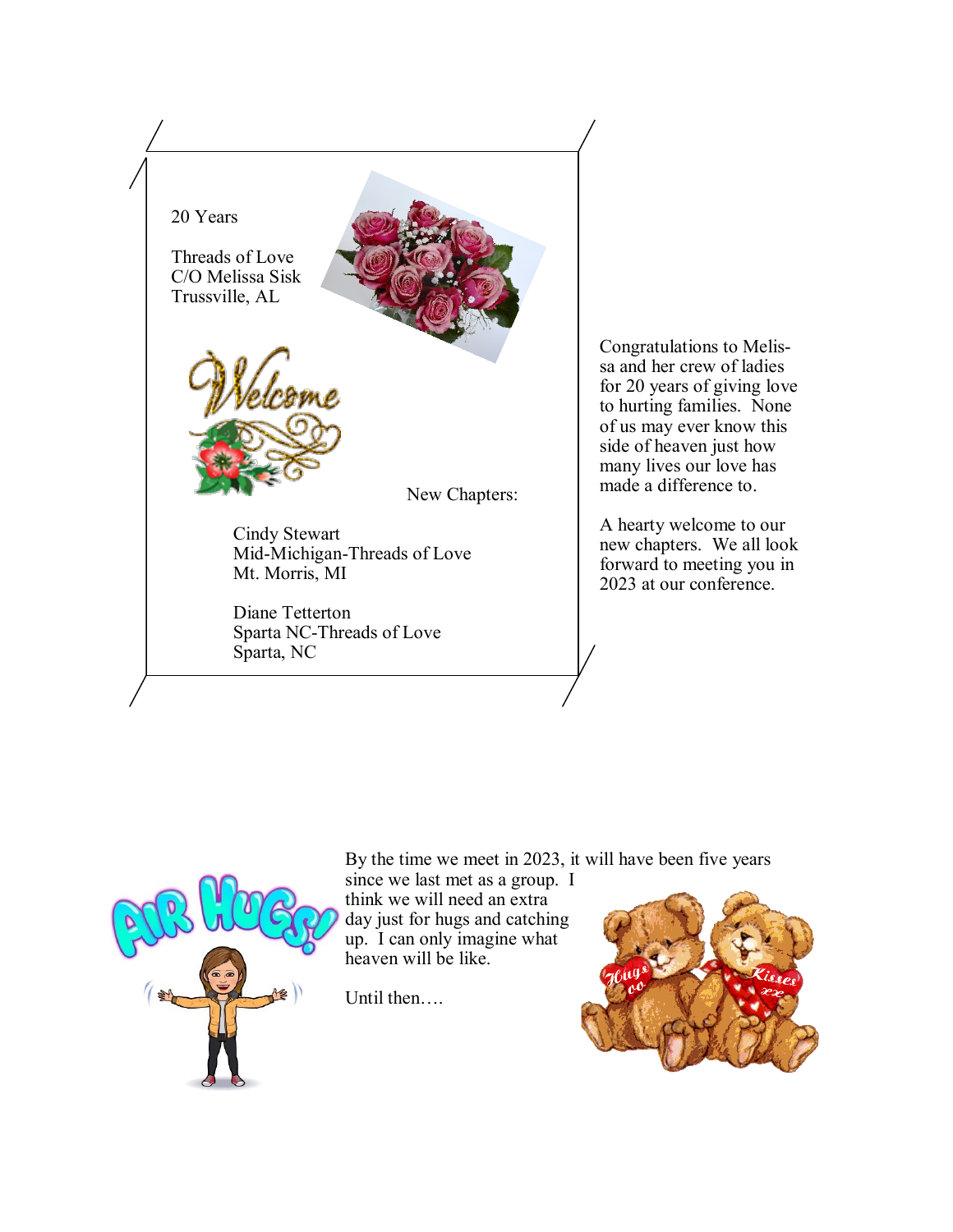20 Years

Threads of Love
C/O Melissa Sisk
Trussville, AL

New Chapters:

Cindy Stewart
Mid-Michigan-Threads of Love
Mt. Morris, MI

Diane Tetterton
Sparta NC-Threads of Love
Sparta, NC

Congratulations to Melissa and her crew of ladies for 20 years of giving love to hurting families. None of us may ever know this side of heaven just how many lives our love has made a difference to.

A hearty welcome to our new chapters. We all look forward to meeting you in 2023 at our conference.

By the time we meet in 2023, it will have been five years since we last met as a group. I think we will need an extra day just for hugs and catching up. I can only imagine what heaven will be like.

Until then….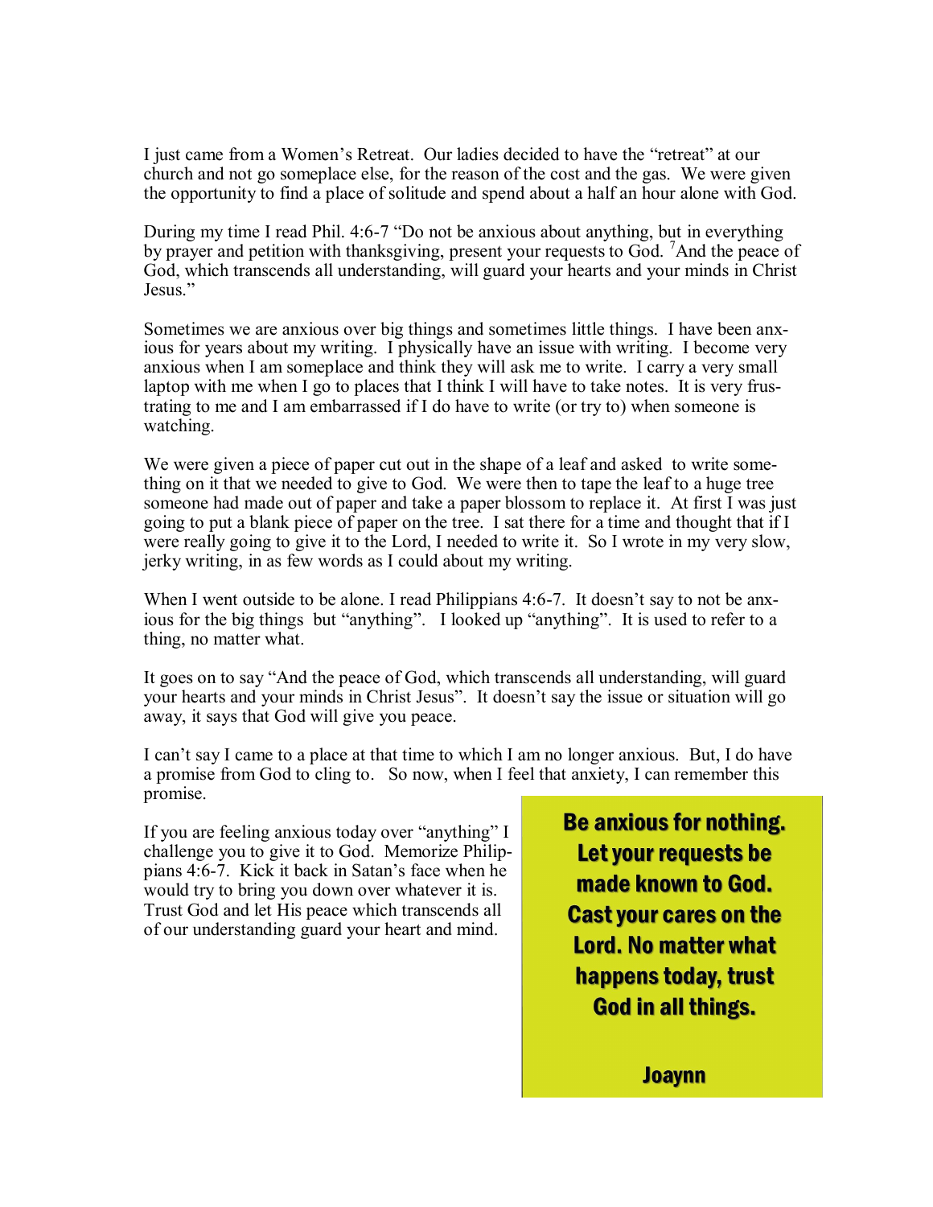I just came from a Women's Retreat. Our ladies decided to have the "retreat" at our church and not go someplace else, for the reason of the cost and the gas. We were given the opportunity to find a place of solitude and spend about a half an hour alone with God.

During my time I read Phil. 4:6-7 "Do not be anxious about anything, but in everything by prayer and petition with thanksgiving, present your requests to God. [7]And the peace of God, which transcends all understanding, will guard your hearts and your minds in Christ Jesus."

Sometimes we are anxious over big things and sometimes little things. I have been anxious for years about my writing. I physically have an issue with writing. I become very anxious when I am someplace and think they will ask me to write. I carry a very small laptop with me when I go to places that I think I will have to take notes. It is very frustrating to me and I am embarrassed if I do have to write (or try to) when someone is watching.

We were given a piece of paper cut out in the shape of a leaf and asked to write something on it that we needed to give to God. We were then to tape the leaf to a huge tree someone had made out of paper and take a paper blossom to replace it. At first I was just going to put a blank piece of paper on the tree. I sat there for a time and thought that if I were really going to give it to the Lord, I needed to write it. So I wrote in my very slow, jerky writing, in as few words as I could about my writing.

When I went outside to be alone. I read Philippians 4:6-7. It doesn't say to not be anxious for the big things but "anything". I looked up "anything". It is used to refer to a thing, no matter what.

It goes on to say "And the peace of God, which transcends all understanding, will guard your hearts and your minds in Christ Jesus". It doesn't say the issue or situation will go away, it says that God will give you peace.

I can't say I came to a place at that time to which I am no longer anxious. But, I do have a promise from God to cling to. So now, when I feel that anxiety, I can remember this promise.

If you are feeling anxious today over "anything" I challenge you to give it to God. Memorize Philippians 4:6-7. Kick it back in Satan's face when he would try to bring you down over whatever it is. Trust God and let His peace which transcends all of our understanding guard your heart and mind.

**Be anxious for nothing. Let your requests be made known to God. Cast your cares on the Lord. No matter what happens today, trust God in all things.**

**Joaynn**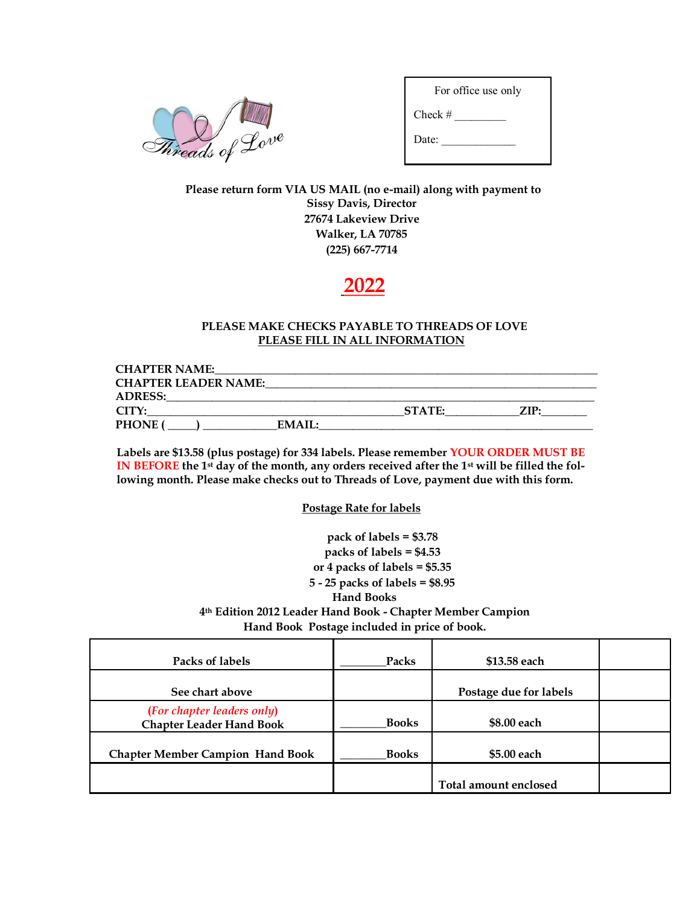Threads of Love

For office use only

Check # _________

Date: _____________

**Please return form VIA US MAIL (no e-mail) along with payment to**
**Sissy Davis, Director**
**27674 Lakeview Drive**
**Walker, LA 70785**
**(225) 667-7714**

# 2022

**PLEASE MAKE CHECKS PAYABLE TO THREADS OF LOVE**
**PLEASE FILL IN ALL INFORMATION**

**CHAPTER NAME:**_______________________________________________
**CHAPTER LEADER NAME:**_________________________________________
**ADRESS:**_____________________________________________________
**CITY:**______________________________**STATE:**__________**ZIP:**_______
**PHONE ( _____) ____________EMAIL:**___________________________________

**Labels are $13.58 (plus postage) for 334 labels. Please remember YOUR ORDER MUST BE IN BEFORE the 1st day of the month, any orders received after the 1st will be filled the following month. Please make checks out to Threads of Love, payment due with this form.**

**Postage Rate for labels**

**pack of labels = $3.78**
**packs of labels = $4.53**
**or 4 packs of labels = $5.35**
**5 - 25 packs of labels = $8.95**
**Hand Books**
**4th Edition 2012 Leader Hand Book - Chapter Member Campion Hand Book Postage included in price of book.**

| | | | |
|---|---|---|---|
| Packs of labels | ________Packs | $13.58 each | |
| See chart above | | Postage due for labels | |
| *(For chapter leaders only)* Chapter Leader Hand Book | ________Books | $8.00 each | |
| Chapter Member Campion Hand Book | ________Books | $5.00 each | |
| | | Total amount enclosed | |